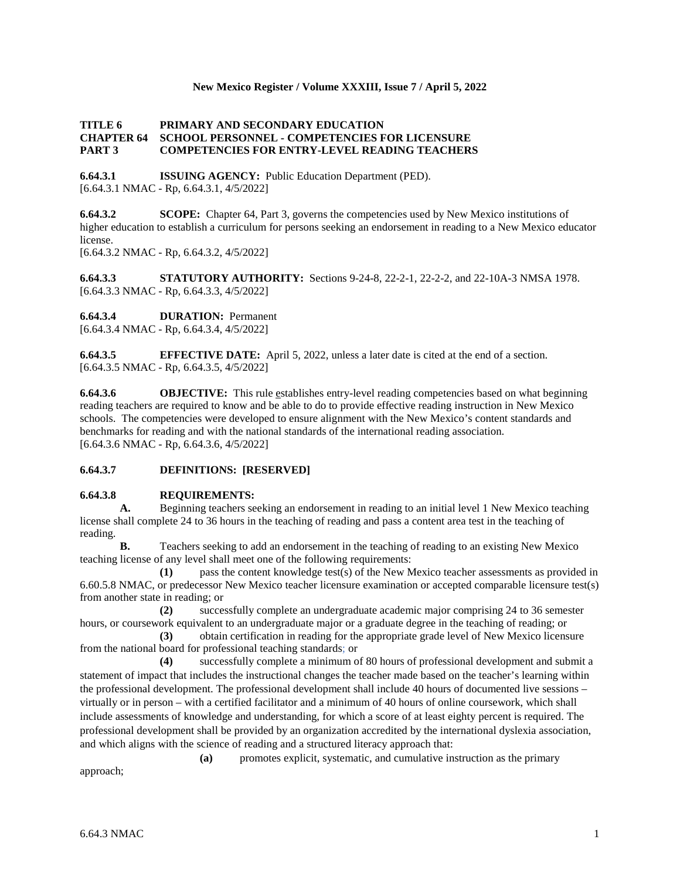**TITLE 6 PRIMARY AND SECONDARY EDUCATION**
**CHAPTER 64 SCHOOL PERSONNEL - COMPETENCIES FOR LICENSURE**
**PART 3 COMPETENCIES FOR ENTRY-LEVEL READING TEACHERS**

**6.64.3.1 ISSUING AGENCY:** Public Education Department (PED).
[6.64.3.1 NMAC - Rp, 6.64.3.1, 4/5/2022]

**6.64.3.2 SCOPE:** Chapter 64, Part 3, governs the competencies used by New Mexico institutions of higher education to establish a curriculum for persons seeking an endorsement in reading to a New Mexico educator license.
[6.64.3.2 NMAC - Rp, 6.64.3.2, 4/5/2022]

**6.64.3.3 STATUTORY AUTHORITY:** Sections 9-24-8, 22-2-1, 22-2-2, and 22-10A-3 NMSA 1978.
[6.64.3.3 NMAC - Rp, 6.64.3.3, 4/5/2022]

**6.64.3.4 DURATION:** Permanent
[6.64.3.4 NMAC - Rp, 6.64.3.4, 4/5/2022]

**6.64.3.5 EFFECTIVE DATE:** April 5, 2022, unless a later date is cited at the end of a section.
[6.64.3.5 NMAC - Rp, 6.64.3.5, 4/5/2022]

**6.64.3.6 OBJECTIVE:** This rule establishes entry-level reading competencies based on what beginning reading teachers are required to know and be able to do to provide effective reading instruction in New Mexico schools. The competencies were developed to ensure alignment with the New Mexico's content standards and benchmarks for reading and with the national standards of the international reading association.
[6.64.3.6 NMAC - Rp, 6.64.3.6, 4/5/2022]

**6.64.3.7 DEFINITIONS: [RESERVED]**

**6.64.3.8 REQUIREMENTS:**

**A.** Beginning teachers seeking an endorsement in reading to an initial level 1 New Mexico teaching license shall complete 24 to 36 hours in the teaching of reading and pass a content area test in the teaching of reading.

**B.** Teachers seeking to add an endorsement in the teaching of reading to an existing New Mexico teaching license of any level shall meet one of the following requirements:

**(1)** pass the content knowledge test(s) of the New Mexico teacher assessments as provided in 6.60.5.8 NMAC, or predecessor New Mexico teacher licensure examination or accepted comparable licensure test(s) from another state in reading; or

**(2)** successfully complete an undergraduate academic major comprising 24 to 36 semester hours, or coursework equivalent to an undergraduate major or a graduate degree in the teaching of reading; or

**(3)** obtain certification in reading for the appropriate grade level of New Mexico licensure from the national board for professional teaching standards; or

**(4)** successfully complete a minimum of 80 hours of professional development and submit a statement of impact that includes the instructional changes the teacher made based on the teacher's learning within the professional development. The professional development shall include 40 hours of documented live sessions – virtually or in person – with a certified facilitator and a minimum of 40 hours of online coursework, which shall include assessments of knowledge and understanding, for which a score of at least eighty percent is required. The professional development shall be provided by an organization accredited by the international dyslexia association, and which aligns with the science of reading and a structured literacy approach that:

**(a)** promotes explicit, systematic, and cumulative instruction as the primary approach;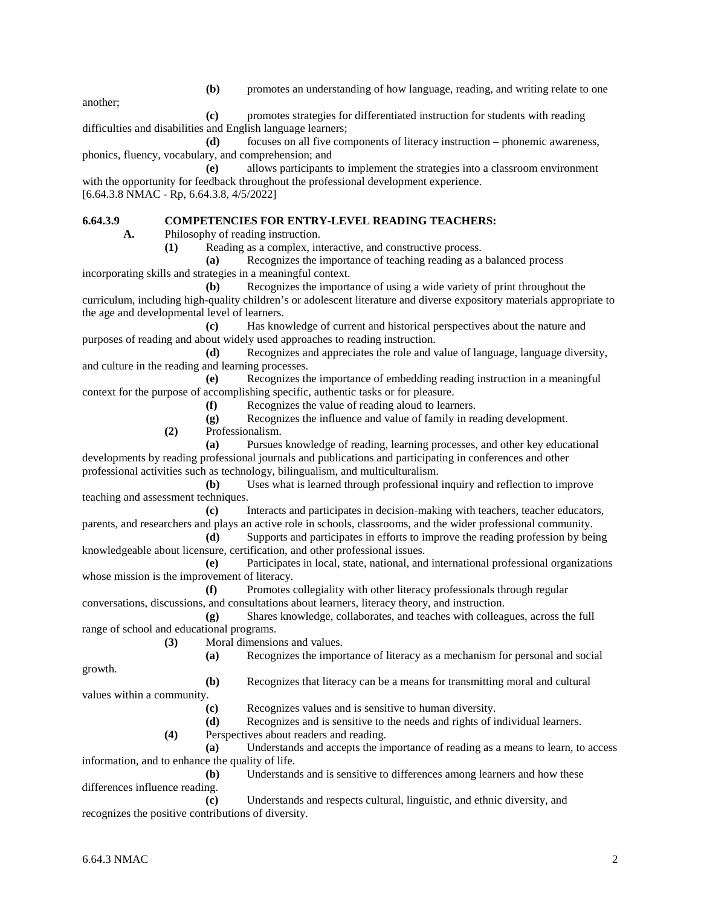(b) promotes an understanding of how language, reading, and writing relate to one another;

(c) promotes strategies for differentiated instruction for students with reading difficulties and disabilities and English language learners;

(d) focuses on all five components of literacy instruction – phonemic awareness, phonics, fluency, vocabulary, and comprehension; and

(e) allows participants to implement the strategies into a classroom environment with the opportunity for feedback throughout the professional development experience.

[6.64.3.8 NMAC - Rp, 6.64.3.8, 4/5/2022]

**6.64.3.9 COMPETENCIES FOR ENTRY-LEVEL READING TEACHERS:**

**A.** Philosophy of reading instruction.

**(1)** Reading as a complex, interactive, and constructive process.

**(a)** Recognizes the importance of teaching reading as a balanced process incorporating skills and strategies in a meaningful context.

**(b)** Recognizes the importance of using a wide variety of print throughout the curriculum, including high-quality children's or adolescent literature and diverse expository materials appropriate to the age and developmental level of learners.

**(c)** Has knowledge of current and historical perspectives about the nature and purposes of reading and about widely used approaches to reading instruction.

**(d)** Recognizes and appreciates the role and value of language, language diversity, and culture in the reading and learning processes.

**(e)** Recognizes the importance of embedding reading instruction in a meaningful context for the purpose of accomplishing specific, authentic tasks or for pleasure.

**(f)** Recognizes the value of reading aloud to learners.

**(g)** Recognizes the influence and value of family in reading development.

**(2)** Professionalism.

**(a)** Pursues knowledge of reading, learning processes, and other key educational developments by reading professional journals and publications and participating in conferences and other professional activities such as technology, bilingualism, and multiculturalism.

**(b)** Uses what is learned through professional inquiry and reflection to improve teaching and assessment techniques.

**(c)** Interacts and participates in decision-making with teachers, teacher educators, parents, and researchers and plays an active role in schools, classrooms, and the wider professional community.

**(d)** Supports and participates in efforts to improve the reading profession by being knowledgeable about licensure, certification, and other professional issues.

**(e)** Participates in local, state, national, and international professional organizations whose mission is the improvement of literacy.

**(f)** Promotes collegiality with other literacy professionals through regular conversations, discussions, and consultations about learners, literacy theory, and instruction.

**(g)** Shares knowledge, collaborates, and teaches with colleagues, across the full range of school and educational programs.

**(3)** Moral dimensions and values.

**(a)** Recognizes the importance of literacy as a mechanism for personal and social growth.

**(b)** Recognizes that literacy can be a means for transmitting moral and cultural values within a community.

**(c)** Recognizes values and is sensitive to human diversity.

**(d)** Recognizes and is sensitive to the needs and rights of individual learners.

**(4)** Perspectives about readers and reading.

**(a)** Understands and accepts the importance of reading as a means to learn, to access information, and to enhance the quality of life.

**(b)** Understands and is sensitive to differences among learners and how these differences influence reading.

**(c)** Understands and respects cultural, linguistic, and ethnic diversity, and recognizes the positive contributions of diversity.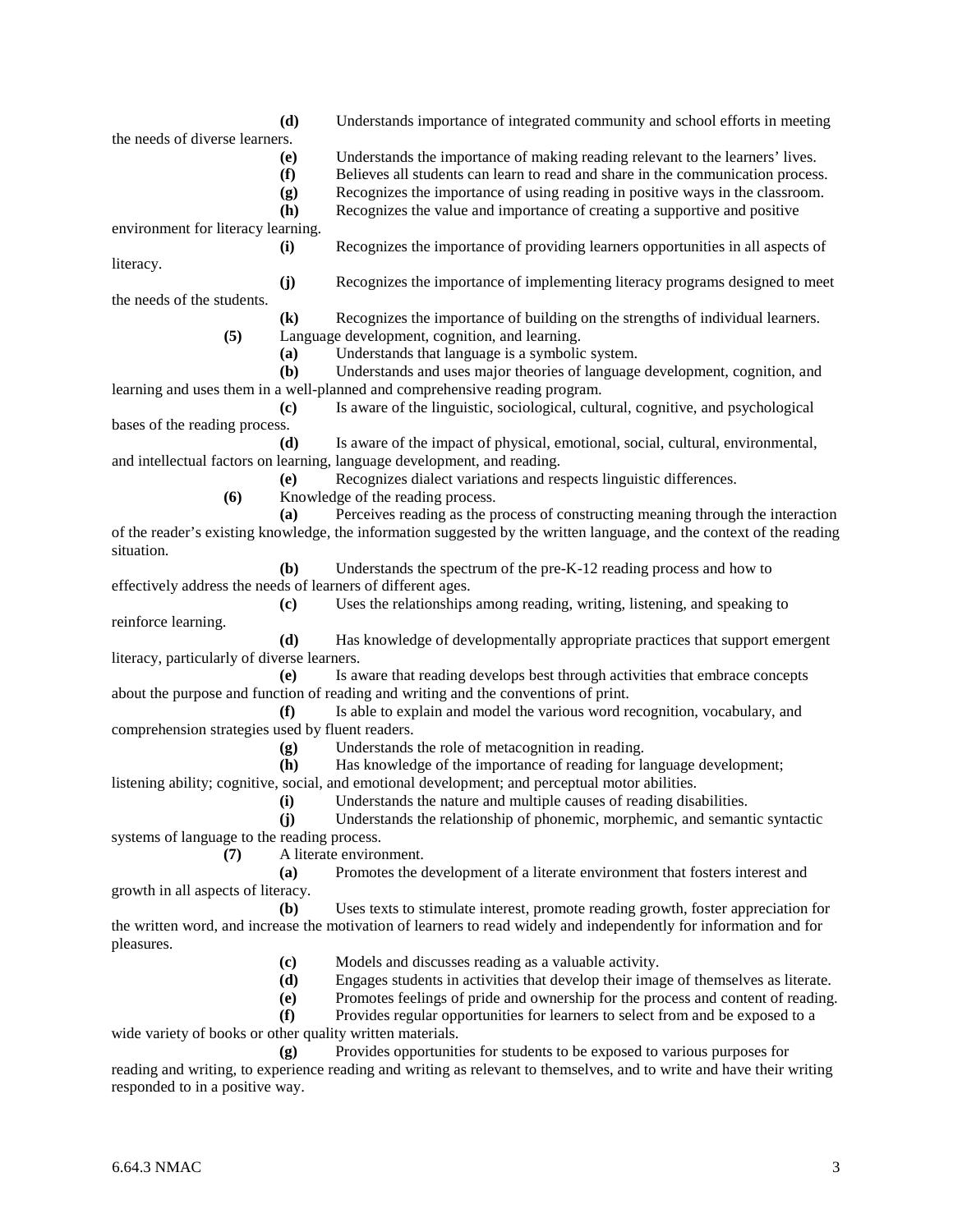**(d)** Understands importance of integrated community and school efforts in meeting the needs of diverse learners.

**(e)** Understands the importance of making reading relevant to the learners' lives.

**(f)** Believes all students can learn to read and share in the communication process.

**(g)** Recognizes the importance of using reading in positive ways in the classroom.

**(h)** Recognizes the value and importance of creating a supportive and positive environment for literacy learning.

**(i)** Recognizes the importance of providing learners opportunities in all aspects of literacy.

**(j)** Recognizes the importance of implementing literacy programs designed to meet the needs of the students.

**(k)** Recognizes the importance of building on the strengths of individual learners.

**(5)** Language development, cognition, and learning.

**(a)** Understands that language is a symbolic system.

**(b)** Understands and uses major theories of language development, cognition, and learning and uses them in a well-planned and comprehensive reading program.

**(c)** Is aware of the linguistic, sociological, cultural, cognitive, and psychological bases of the reading process.

**(d)** Is aware of the impact of physical, emotional, social, cultural, environmental, and intellectual factors on learning, language development, and reading.

**(e)** Recognizes dialect variations and respects linguistic differences.

**(6)** Knowledge of the reading process.

**(a)** Perceives reading as the process of constructing meaning through the interaction of the reader's existing knowledge, the information suggested by the written language, and the context of the reading situation.

**(b)** Understands the spectrum of the pre-K-12 reading process and how to effectively address the needs of learners of different ages.

**(c)** Uses the relationships among reading, writing, listening, and speaking to reinforce learning.

**(d)** Has knowledge of developmentally appropriate practices that support emergent literacy, particularly of diverse learners.

**(e)** Is aware that reading develops best through activities that embrace concepts about the purpose and function of reading and writing and the conventions of print.

**(f)** Is able to explain and model the various word recognition, vocabulary, and comprehension strategies used by fluent readers.

**(g)** Understands the role of metacognition in reading.

**(h)** Has knowledge of the importance of reading for language development; listening ability; cognitive, social, and emotional development; and perceptual motor abilities.

**(i)** Understands the nature and multiple causes of reading disabilities.

**(j)** Understands the relationship of phonemic, morphemic, and semantic syntactic systems of language to the reading process.

**(7)** A literate environment.

**(a)** Promotes the development of a literate environment that fosters interest and growth in all aspects of literacy.

**(b)** Uses texts to stimulate interest, promote reading growth, foster appreciation for the written word, and increase the motivation of learners to read widely and independently for information and for pleasures.

**(c)** Models and discusses reading as a valuable activity.

**(d)** Engages students in activities that develop their image of themselves as literate.

**(e)** Promotes feelings of pride and ownership for the process and content of reading.

**(f)** Provides regular opportunities for learners to select from and be exposed to a wide variety of books or other quality written materials.

**(g)** Provides opportunities for students to be exposed to various purposes for reading and writing, to experience reading and writing as relevant to themselves, and to write and have their writing responded to in a positive way.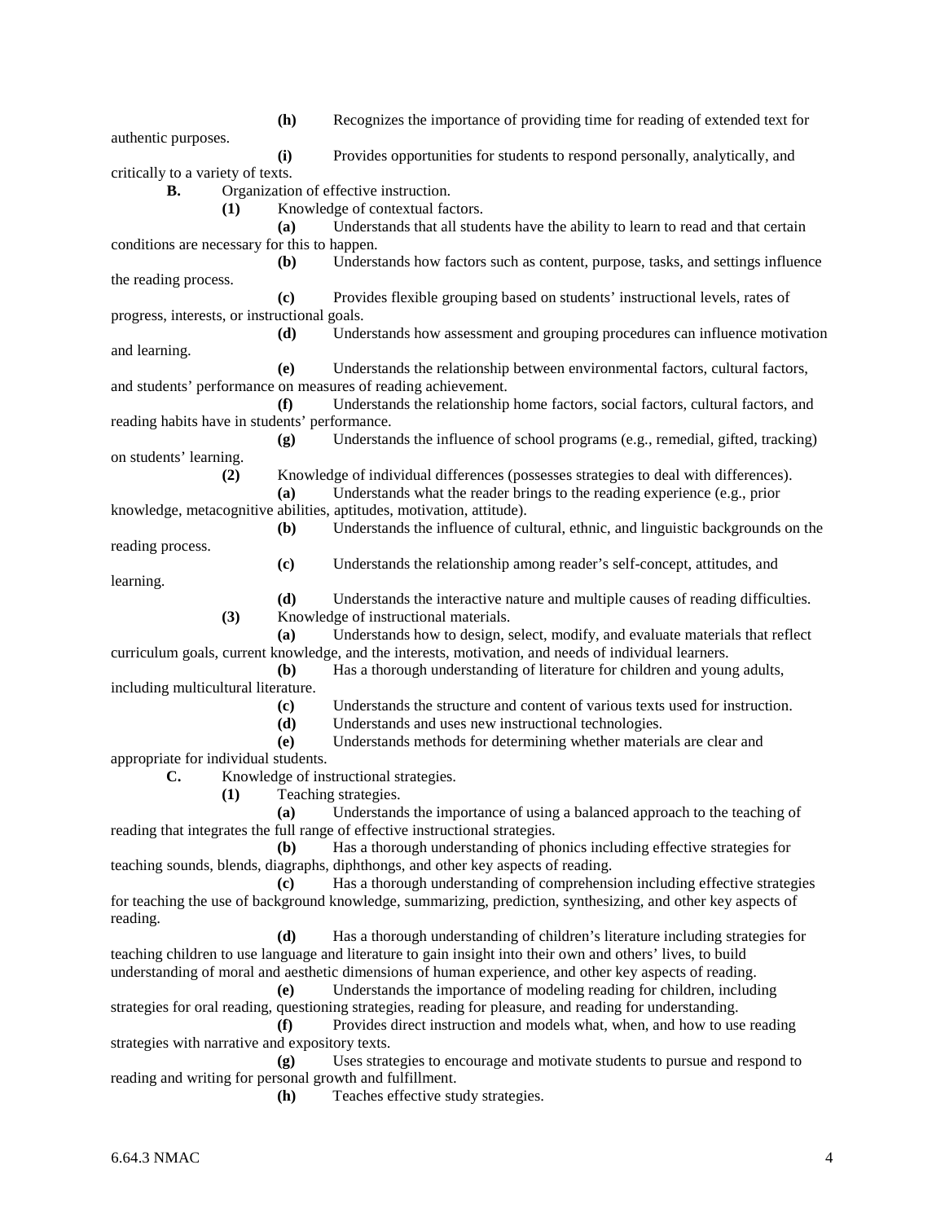**(h)** Recognizes the importance of providing time for reading of extended text for authentic purposes.

**(i)** Provides opportunities for students to respond personally, analytically, and critically to a variety of texts.

**B.** Organization of effective instruction.

**(1)** Knowledge of contextual factors.

**(a)** Understands that all students have the ability to learn to read and that certain conditions are necessary for this to happen.

**(b)** Understands how factors such as content, purpose, tasks, and settings influence the reading process.

**(c)** Provides flexible grouping based on students' instructional levels, rates of progress, interests, or instructional goals.

**(d)** Understands how assessment and grouping procedures can influence motivation and learning.

**(e)** Understands the relationship between environmental factors, cultural factors, and students' performance on measures of reading achievement.

**(f)** Understands the relationship home factors, social factors, cultural factors, and reading habits have in students' performance.

**(g)** Understands the influence of school programs (e.g., remedial, gifted, tracking) on students' learning.

**(2)** Knowledge of individual differences (possesses strategies to deal with differences).

**(a)** Understands what the reader brings to the reading experience (e.g., prior knowledge, metacognitive abilities, aptitudes, motivation, attitude).

**(b)** Understands the influence of cultural, ethnic, and linguistic backgrounds on the reading process.

**(c)** Understands the relationship among reader's self-concept, attitudes, and learning.

**(d)** Understands the interactive nature and multiple causes of reading difficulties.

**(3)** Knowledge of instructional materials.

**(a)** Understands how to design, select, modify, and evaluate materials that reflect curriculum goals, current knowledge, and the interests, motivation, and needs of individual learners.

**(b)** Has a thorough understanding of literature for children and young adults, including multicultural literature.

**(c)** Understands the structure and content of various texts used for instruction.

**(d)** Understands and uses new instructional technologies.

**(e)** Understands methods for determining whether materials are clear and appropriate for individual students.

**C.** Knowledge of instructional strategies.

**(1)** Teaching strategies.

**(a)** Understands the importance of using a balanced approach to the teaching of reading that integrates the full range of effective instructional strategies.

**(b)** Has a thorough understanding of phonics including effective strategies for teaching sounds, blends, diagraphs, diphthongs, and other key aspects of reading.

**(c)** Has a thorough understanding of comprehension including effective strategies for teaching the use of background knowledge, summarizing, prediction, synthesizing, and other key aspects of reading.

**(d)** Has a thorough understanding of children's literature including strategies for teaching children to use language and literature to gain insight into their own and others' lives, to build understanding of moral and aesthetic dimensions of human experience, and other key aspects of reading.

**(e)** Understands the importance of modeling reading for children, including strategies for oral reading, questioning strategies, reading for pleasure, and reading for understanding.

**(f)** Provides direct instruction and models what, when, and how to use reading strategies with narrative and expository texts.

**(g)** Uses strategies to encourage and motivate students to pursue and respond to reading and writing for personal growth and fulfillment.

**(h)** Teaches effective study strategies.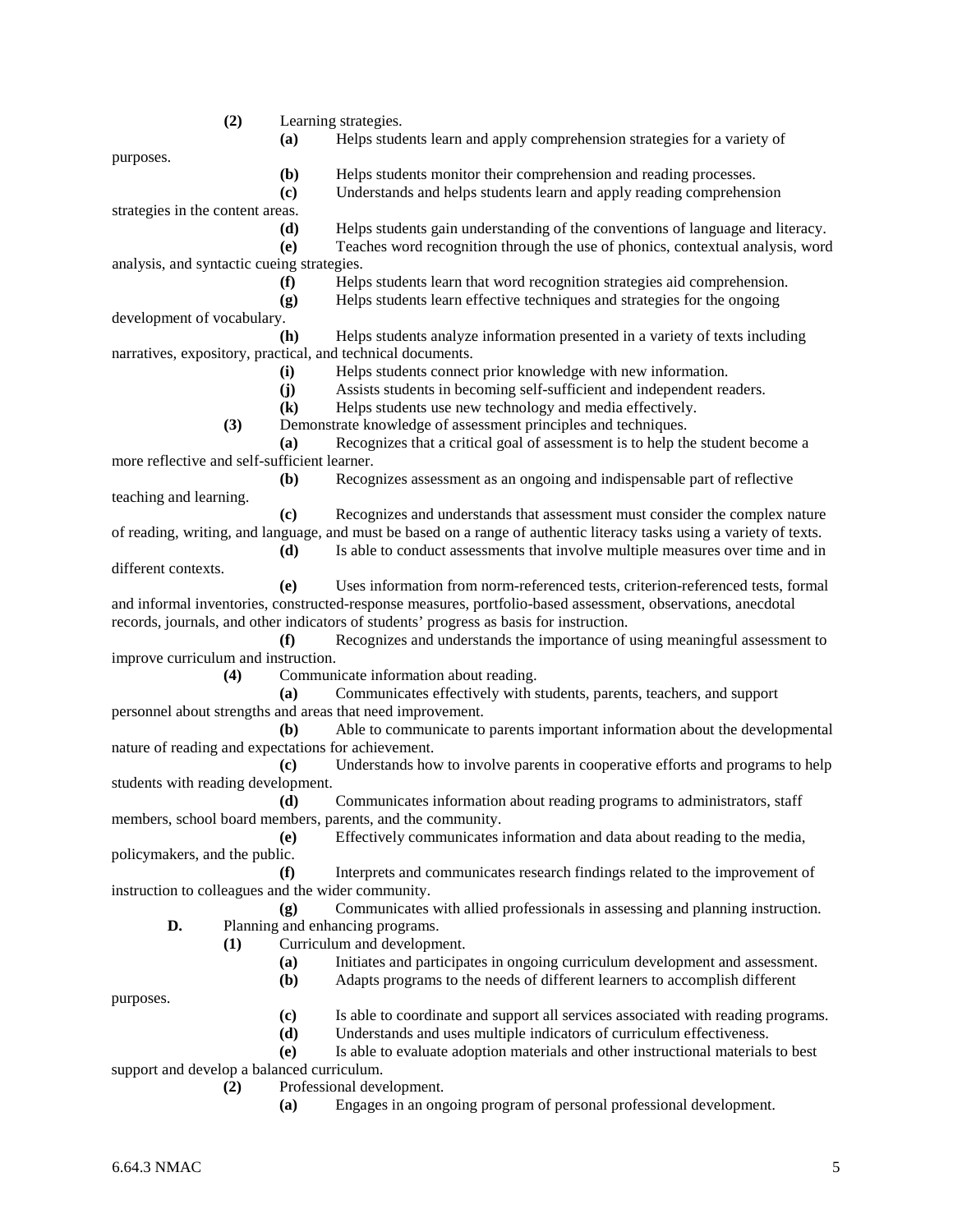**(2)** Learning strategies.

**(a)** Helps students learn and apply comprehension strategies for a variety of purposes.

**(b)** Helps students monitor their comprehension and reading processes.

**(c)** Understands and helps students learn and apply reading comprehension strategies in the content areas.

**(d)** Helps students gain understanding of the conventions of language and literacy.

**(e)** Teaches word recognition through the use of phonics, contextual analysis, word analysis, and syntactic cueing strategies.

**(f)** Helps students learn that word recognition strategies aid comprehension.

**(g)** Helps students learn effective techniques and strategies for the ongoing development of vocabulary.

**(h)** Helps students analyze information presented in a variety of texts including narratives, expository, practical, and technical documents.

**(i)** Helps students connect prior knowledge with new information.

**(j)** Assists students in becoming self-sufficient and independent readers.

**(k)** Helps students use new technology and media effectively.

**(3)** Demonstrate knowledge of assessment principles and techniques.

**(a)** Recognizes that a critical goal of assessment is to help the student become a more reflective and self-sufficient learner.

**(b)** Recognizes assessment as an ongoing and indispensable part of reflective teaching and learning.

**(c)** Recognizes and understands that assessment must consider the complex nature of reading, writing, and language, and must be based on a range of authentic literacy tasks using a variety of texts.

**(d)** Is able to conduct assessments that involve multiple measures over time and in different contexts.

**(e)** Uses information from norm-referenced tests, criterion-referenced tests, formal and informal inventories, constructed-response measures, portfolio-based assessment, observations, anecdotal records, journals, and other indicators of students' progress as basis for instruction.

**(f)** Recognizes and understands the importance of using meaningful assessment to improve curriculum and instruction.

**(4)** Communicate information about reading.

**(a)** Communicates effectively with students, parents, teachers, and support personnel about strengths and areas that need improvement.

**(b)** Able to communicate to parents important information about the developmental nature of reading and expectations for achievement.

**(c)** Understands how to involve parents in cooperative efforts and programs to help students with reading development.

**(d)** Communicates information about reading programs to administrators, staff members, school board members, parents, and the community.

**(e)** Effectively communicates information and data about reading to the media, policymakers, and the public.

**(f)** Interprets and communicates research findings related to the improvement of instruction to colleagues and the wider community.

**(g)** Communicates with allied professionals in assessing and planning instruction.

**D.** Planning and enhancing programs.

**(1)** Curriculum and development.

**(a)** Initiates and participates in ongoing curriculum development and assessment.

**(b)** Adapts programs to the needs of different learners to accomplish different purposes.

**(c)** Is able to coordinate and support all services associated with reading programs.

**(d)** Understands and uses multiple indicators of curriculum effectiveness.

**(e)** Is able to evaluate adoption materials and other instructional materials to best support and develop a balanced curriculum.

**(2)** Professional development.

**(a)** Engages in an ongoing program of personal professional development.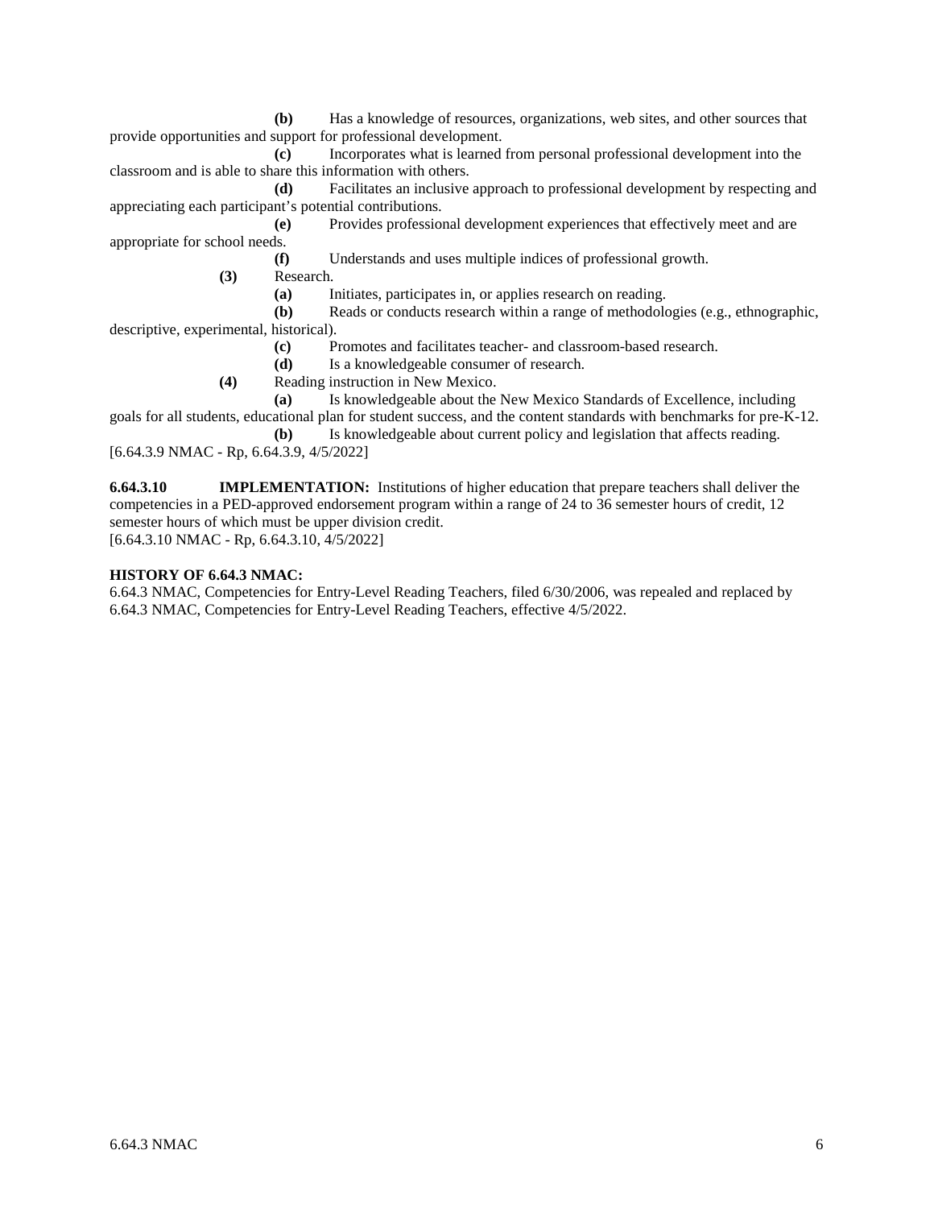**(b)** Has a knowledge of resources, organizations, web sites, and other sources that provide opportunities and support for professional development.

**(c)** Incorporates what is learned from personal professional development into the classroom and is able to share this information with others.

**(d)** Facilitates an inclusive approach to professional development by respecting and appreciating each participant's potential contributions.

**(e)** Provides professional development experiences that effectively meet and are appropriate for school needs.

**(f)** Understands and uses multiple indices of professional growth.

**(3)** Research.

**(a)** Initiates, participates in, or applies research on reading.

**(b)** Reads or conducts research within a range of methodologies (e.g., ethnographic, descriptive, experimental, historical).

**(c)** Promotes and facilitates teacher- and classroom-based research.

**(d)** Is a knowledgeable consumer of research.

**(4)** Reading instruction in New Mexico.

**(a)** Is knowledgeable about the New Mexico Standards of Excellence, including goals for all students, educational plan for student success, and the content standards with benchmarks for pre-K-12.

**(b)** Is knowledgeable about current policy and legislation that affects reading.

[6.64.3.9 NMAC - Rp, 6.64.3.9, 4/5/2022]

**6.64.3.10 IMPLEMENTATION:** Institutions of higher education that prepare teachers shall deliver the competencies in a PED-approved endorsement program within a range of 24 to 36 semester hours of credit, 12 semester hours of which must be upper division credit.

[6.64.3.10 NMAC - Rp, 6.64.3.10, 4/5/2022]

**HISTORY OF 6.64.3 NMAC:**

6.64.3 NMAC, Competencies for Entry-Level Reading Teachers, filed 6/30/2006, was repealed and replaced by 6.64.3 NMAC, Competencies for Entry-Level Reading Teachers, effective 4/5/2022.